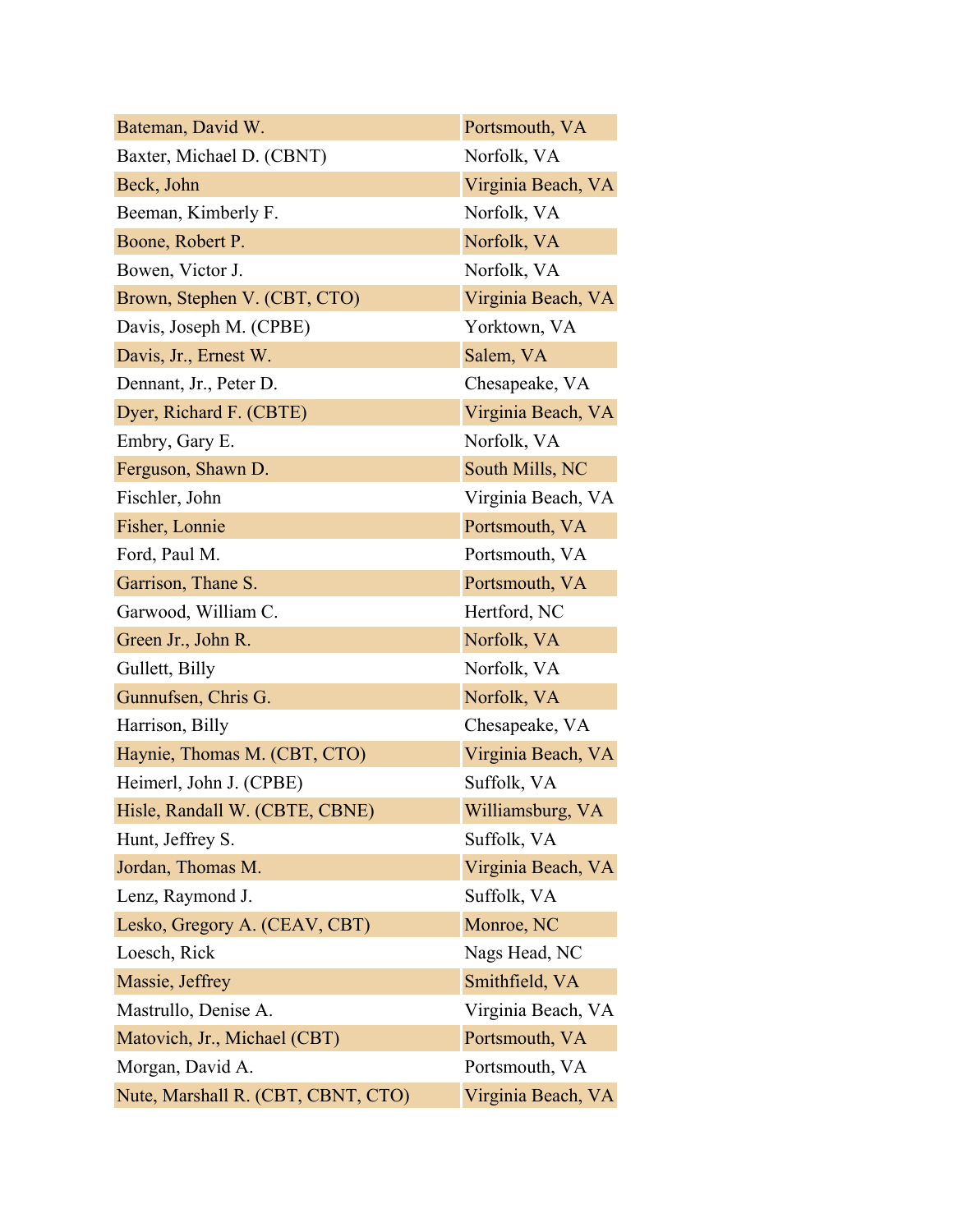| Bateman, David W. | Portsmouth, VA |
|---|---|
| Baxter, Michael D. (CBNT) | Norfolk, VA |
| Beck, John | Virginia Beach, VA |
| Beeman, Kimberly F. | Norfolk, VA |
| Boone, Robert P. | Norfolk, VA |
| Bowen, Victor J. | Norfolk, VA |
| Brown, Stephen V. (CBT, CTO) | Virginia Beach, VA |
| Davis, Joseph M. (CPBE) | Yorktown, VA |
| Davis, Jr., Ernest W. | Salem, VA |
| Dennant, Jr., Peter D. | Chesapeake, VA |
| Dyer, Richard F. (CBTE) | Virginia Beach, VA |
| Embry, Gary E. | Norfolk, VA |
| Ferguson, Shawn D. | South Mills, NC |
| Fischler, John | Virginia Beach, VA |
| Fisher, Lonnie | Portsmouth, VA |
| Ford, Paul M. | Portsmouth, VA |
| Garrison, Thane S. | Portsmouth, VA |
| Garwood, William C. | Hertford, NC |
| Green Jr., John R. | Norfolk, VA |
| Gullett, Billy | Norfolk, VA |
| Gunnufsen, Chris G. | Norfolk, VA |
| Harrison, Billy | Chesapeake, VA |
| Haynie, Thomas M. (CBT, CTO) | Virginia Beach, VA |
| Heimerl, John J. (CPBE) | Suffolk, VA |
| Hisle, Randall W. (CBTE, CBNE) | Williamsburg, VA |
| Hunt, Jeffrey S. | Suffolk, VA |
| Jordan, Thomas M. | Virginia Beach, VA |
| Lenz, Raymond J. | Suffolk, VA |
| Lesko, Gregory A. (CEAV, CBT) | Monroe, NC |
| Loesch, Rick | Nags Head, NC |
| Massie, Jeffrey | Smithfield, VA |
| Mastrullo, Denise A. | Virginia Beach, VA |
| Matovich, Jr., Michael (CBT) | Portsmouth, VA |
| Morgan, David A. | Portsmouth, VA |
| Nute, Marshall R. (CBT, CBNT, CTO) | Virginia Beach, VA |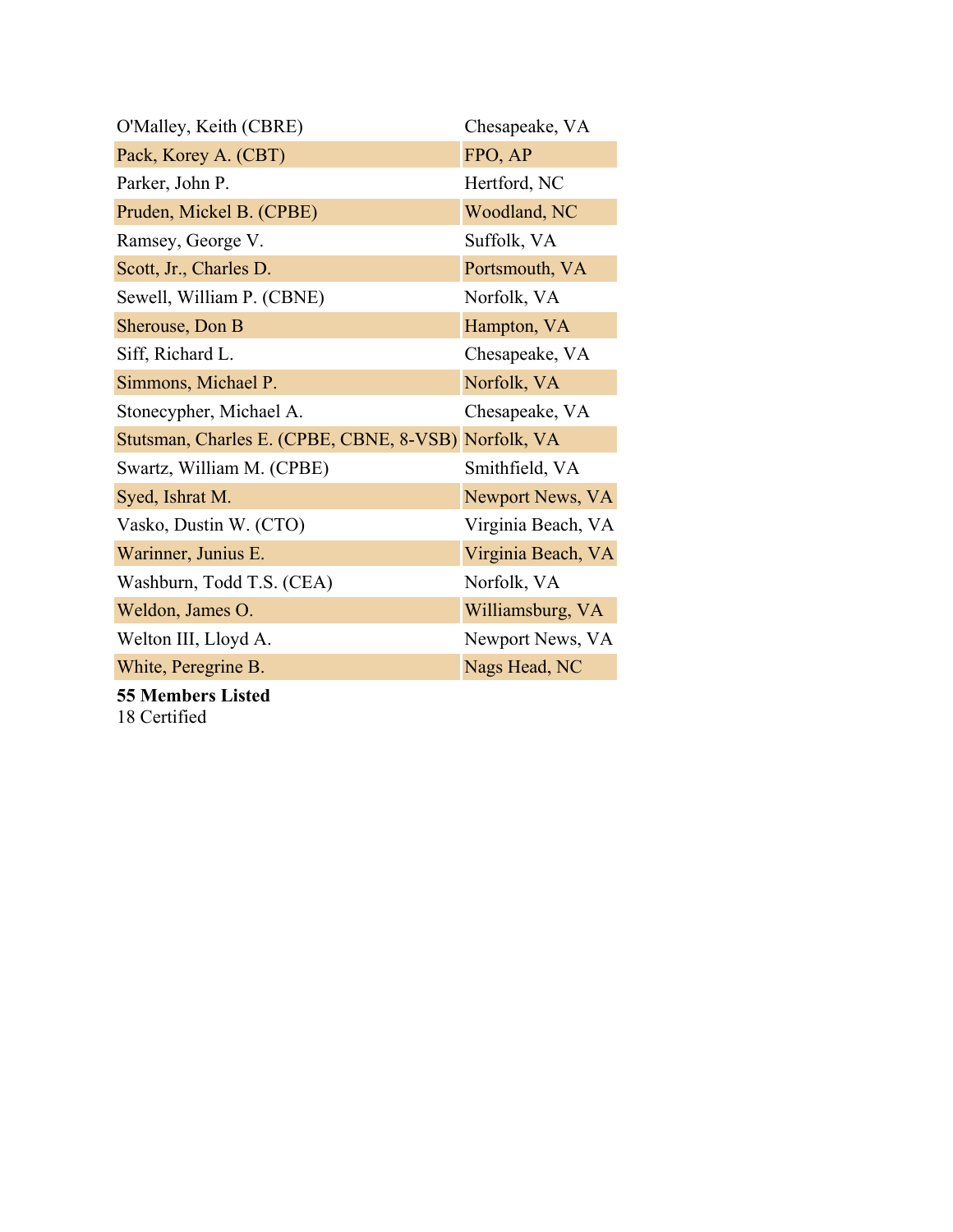| | |
|---|---|
| O'Malley, Keith (CBRE) | Chesapeake, VA |
| Pack, Korey A. (CBT) | FPO, AP |
| Parker, John P. | Hertford, NC |
| Pruden, Mickel B. (CPBE) | Woodland, NC |
| Ramsey, George V. | Suffolk, VA |
| Scott, Jr., Charles D. | Portsmouth, VA |
| Sewell, William P. (CBNE) | Norfolk, VA |
| Sherouse, Don B | Hampton, VA |
| Siff, Richard L. | Chesapeake, VA |
| Simmons, Michael P. | Norfolk, VA |
| Stonecypher, Michael A. | Chesapeake, VA |
| Stutsman, Charles E. (CPBE, CBNE, 8-VSB) | Norfolk, VA |
| Swartz, William M. (CPBE) | Smithfield, VA |
| Syed, Ishrat M. | Newport News, VA |
| Vasko, Dustin W. (CTO) | Virginia Beach, VA |
| Warinner, Junius E. | Virginia Beach, VA |
| Washburn, Todd T.S. (CEA) | Norfolk, VA |
| Weldon, James O. | Williamsburg, VA |
| Welton III, Lloyd A. | Newport News, VA |
| White, Peregrine B. | Nags Head, NC |

**55 Members Listed**
18 Certified